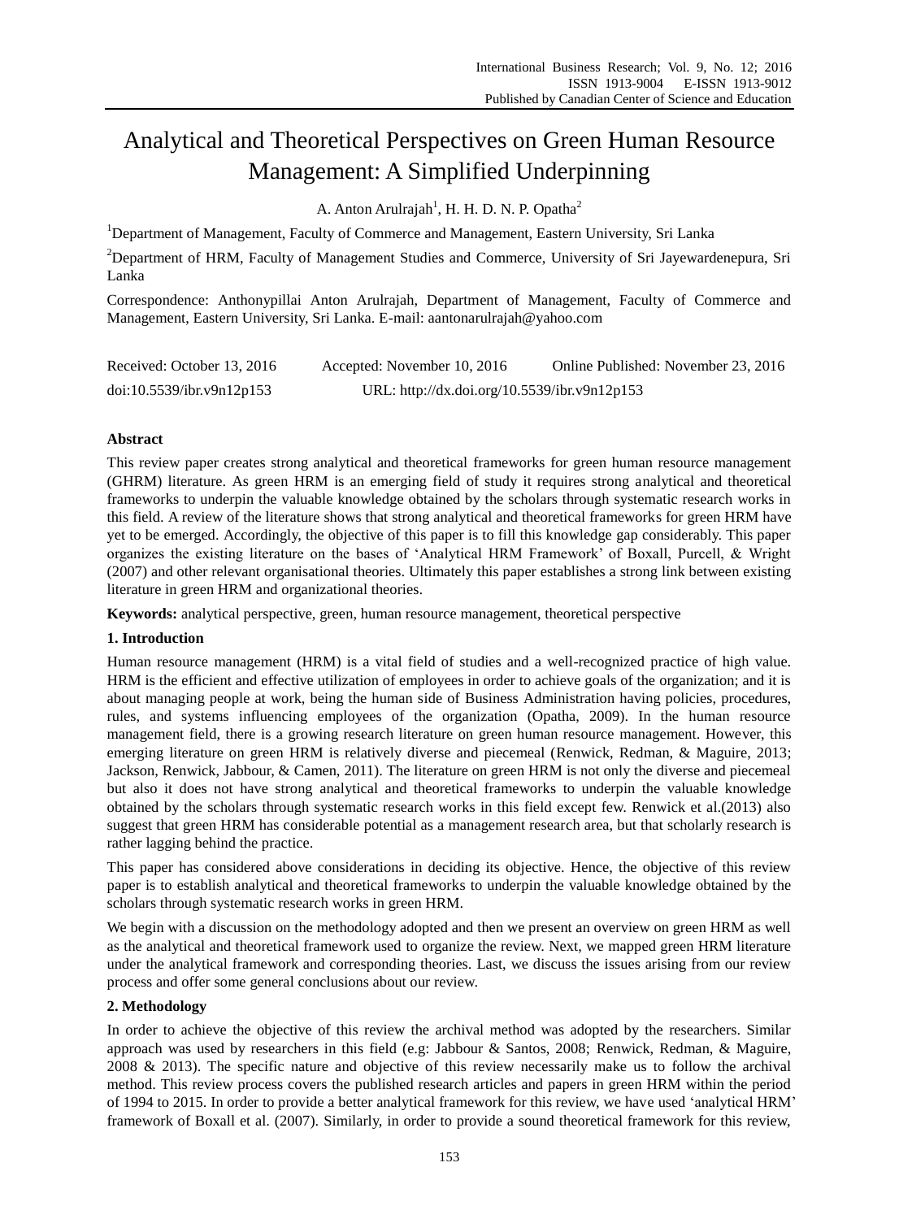# Analytical and Theoretical Perspectives on Green Human Resource Management: A Simplified Underpinning

A. Anton Arulrajah[1], H. H. D. N. P. Opatha[2]

[1]Department of Management, Faculty of Commerce and Management, Eastern University, Sri Lanka

[2]Department of HRM, Faculty of Management Studies and Commerce, University of Sri Jayewardenepura, Sri Lanka

Correspondence: Anthonypillai Anton Arulrajah, Department of Management, Faculty of Commerce and Management, Eastern University, Sri Lanka. E-mail: aantonarulrajah@yahoo.com

Received: October 13, 2016 Accepted: November 10, 2016 Online Published: November 23, 2016

doi:10.5539/ibr.v9n12p153 URL: http://dx.doi.org/10.5539/ibr.v9n12p153

## Abstract

This review paper creates strong analytical and theoretical frameworks for green human resource management (GHRM) literature. As green HRM is an emerging field of study it requires strong analytical and theoretical frameworks to underpin the valuable knowledge obtained by the scholars through systematic research works in this field. A review of the literature shows that strong analytical and theoretical frameworks for green HRM have yet to be emerged. Accordingly, the objective of this paper is to fill this knowledge gap considerably. This paper organizes the existing literature on the bases of 'Analytical HRM Framework' of Boxall, Purcell, & Wright (2007) and other relevant organisational theories. Ultimately this paper establishes a strong link between existing literature in green HRM and organizational theories.

**Keywords:** analytical perspective, green, human resource management, theoretical perspective

## 1. Introduction

Human resource management (HRM) is a vital field of studies and a well-recognized practice of high value. HRM is the efficient and effective utilization of employees in order to achieve goals of the organization; and it is about managing people at work, being the human side of Business Administration having policies, procedures, rules, and systems influencing employees of the organization (Opatha, 2009). In the human resource management field, there is a growing research literature on green human resource management. However, this emerging literature on green HRM is relatively diverse and piecemeal (Renwick, Redman, & Maguire, 2013; Jackson, Renwick, Jabbour, & Camen, 2011). The literature on green HRM is not only the diverse and piecemeal but also it does not have strong analytical and theoretical frameworks to underpin the valuable knowledge obtained by the scholars through systematic research works in this field except few. Renwick et al.(2013) also suggest that green HRM has considerable potential as a management research area, but that scholarly research is rather lagging behind the practice.

This paper has considered above considerations in deciding its objective. Hence, the objective of this review paper is to establish analytical and theoretical frameworks to underpin the valuable knowledge obtained by the scholars through systematic research works in green HRM.

We begin with a discussion on the methodology adopted and then we present an overview on green HRM as well as the analytical and theoretical framework used to organize the review. Next, we mapped green HRM literature under the analytical framework and corresponding theories. Last, we discuss the issues arising from our review process and offer some general conclusions about our review.

## 2. Methodology

In order to achieve the objective of this review the archival method was adopted by the researchers. Similar approach was used by researchers in this field (e.g: Jabbour & Santos, 2008; Renwick, Redman, & Maguire, 2008 & 2013). The specific nature and objective of this review necessarily make us to follow the archival method. This review process covers the published research articles and papers in green HRM within the period of 1994 to 2015. In order to provide a better analytical framework for this review, we have used 'analytical HRM' framework of Boxall et al. (2007). Similarly, in order to provide a sound theoretical framework for this review,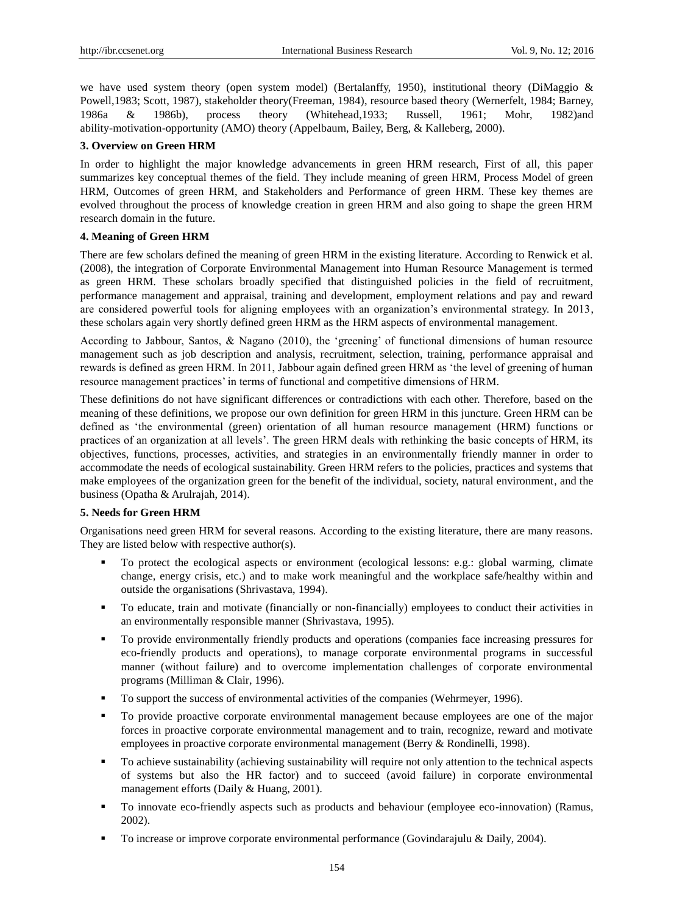we have used system theory (open system model) (Bertalanffy, 1950), institutional theory (DiMaggio & Powell,1983; Scott, 1987), stakeholder theory(Freeman, 1984), resource based theory (Wernerfelt, 1984; Barney, 1986a & 1986b), process theory (Whitehead,1933; Russell, 1961; Mohr, 1982)and ability-motivation-opportunity (AMO) theory (Appelbaum, Bailey, Berg, & Kalleberg, 2000).

## 3. Overview on Green HRM

In order to highlight the major knowledge advancements in green HRM research, First of all, this paper summarizes key conceptual themes of the field. They include meaning of green HRM, Process Model of green HRM, Outcomes of green HRM, and Stakeholders and Performance of green HRM. These key themes are evolved throughout the process of knowledge creation in green HRM and also going to shape the green HRM research domain in the future.

## 4. Meaning of Green HRM

There are few scholars defined the meaning of green HRM in the existing literature. According to Renwick et al. (2008), the integration of Corporate Environmental Management into Human Resource Management is termed as green HRM. These scholars broadly specified that distinguished policies in the field of recruitment, performance management and appraisal, training and development, employment relations and pay and reward are considered powerful tools for aligning employees with an organization's environmental strategy. In 2013, these scholars again very shortly defined green HRM as the HRM aspects of environmental management.

According to Jabbour, Santos, & Nagano (2010), the 'greening' of functional dimensions of human resource management such as job description and analysis, recruitment, selection, training, performance appraisal and rewards is defined as green HRM. In 2011, Jabbour again defined green HRM as 'the level of greening of human resource management practices' in terms of functional and competitive dimensions of HRM.

These definitions do not have significant differences or contradictions with each other. Therefore, based on the meaning of these definitions, we propose our own definition for green HRM in this juncture. Green HRM can be defined as 'the environmental (green) orientation of all human resource management (HRM) functions or practices of an organization at all levels'. The green HRM deals with rethinking the basic concepts of HRM, its objectives, functions, processes, activities, and strategies in an environmentally friendly manner in order to accommodate the needs of ecological sustainability. Green HRM refers to the policies, practices and systems that make employees of the organization green for the benefit of the individual, society, natural environment, and the business (Opatha & Arulrajah, 2014).

## 5. Needs for Green HRM

Organisations need green HRM for several reasons. According to the existing literature, there are many reasons. They are listed below with respective author(s).

- To protect the ecological aspects or environment (ecological lessons: e.g.: global warming, climate change, energy crisis, etc.) and to make work meaningful and the workplace safe/healthy within and outside the organisations (Shrivastava, 1994).
- To educate, train and motivate (financially or non-financially) employees to conduct their activities in an environmentally responsible manner (Shrivastava, 1995).
- To provide environmentally friendly products and operations (companies face increasing pressures for eco-friendly products and operations), to manage corporate environmental programs in successful manner (without failure) and to overcome implementation challenges of corporate environmental programs (Milliman & Clair, 1996).
- To support the success of environmental activities of the companies (Wehrmeyer, 1996).
- To provide proactive corporate environmental management because employees are one of the major forces in proactive corporate environmental management and to train, recognize, reward and motivate employees in proactive corporate environmental management (Berry & Rondinelli, 1998).
- To achieve sustainability (achieving sustainability will require not only attention to the technical aspects of systems but also the HR factor) and to succeed (avoid failure) in corporate environmental management efforts (Daily & Huang, 2001).
- To innovate eco-friendly aspects such as products and behaviour (employee eco-innovation) (Ramus, 2002).
- To increase or improve corporate environmental performance (Govindarajulu & Daily, 2004).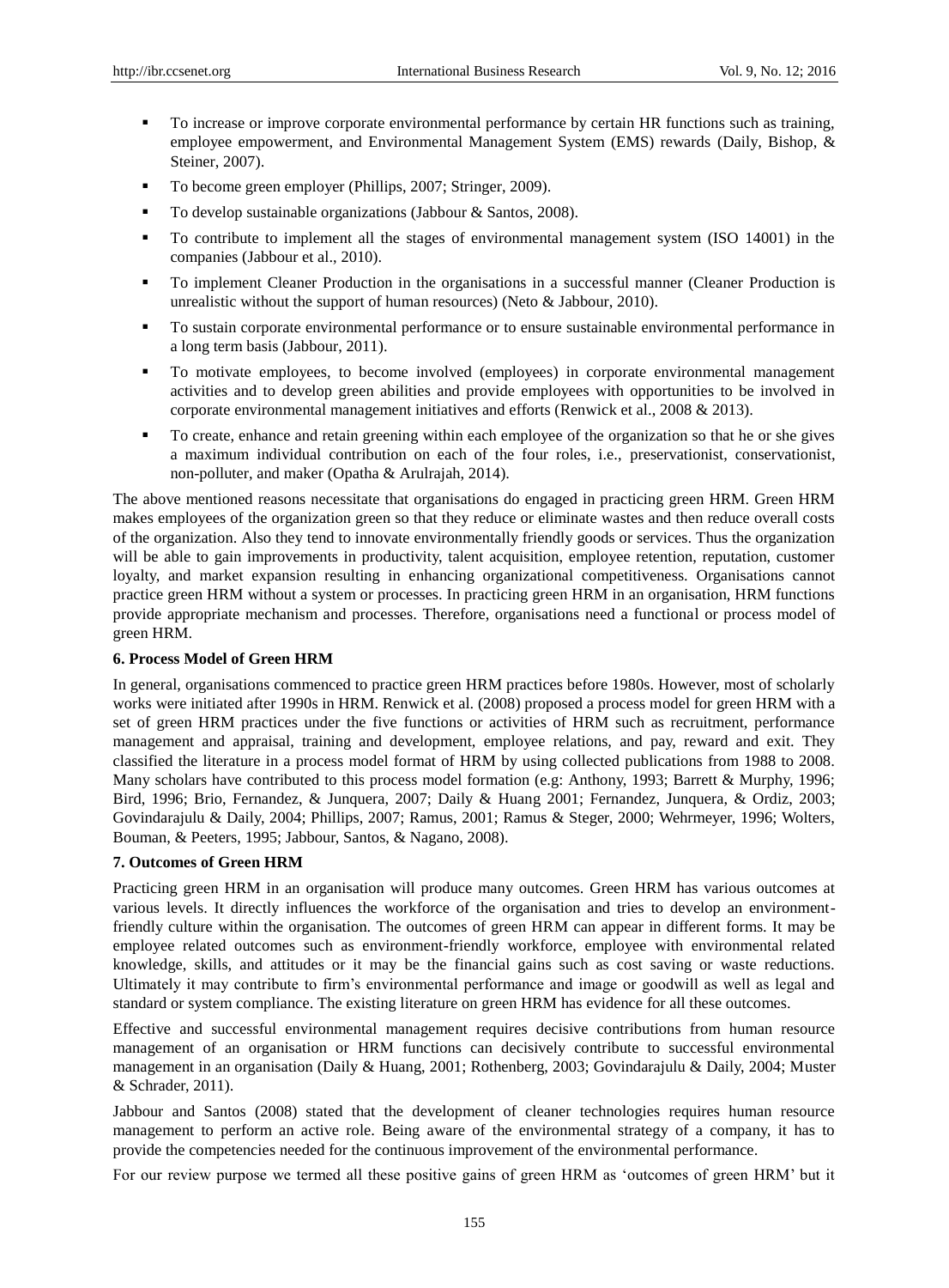- To increase or improve corporate environmental performance by certain HR functions such as training, employee empowerment, and Environmental Management System (EMS) rewards (Daily, Bishop, & Steiner, 2007).
- To become green employer (Phillips, 2007; Stringer, 2009).
- To develop sustainable organizations (Jabbour & Santos, 2008).
- To contribute to implement all the stages of environmental management system (ISO 14001) in the companies (Jabbour et al., 2010).
- To implement Cleaner Production in the organisations in a successful manner (Cleaner Production is unrealistic without the support of human resources) (Neto & Jabbour, 2010).
- To sustain corporate environmental performance or to ensure sustainable environmental performance in a long term basis (Jabbour, 2011).
- To motivate employees, to become involved (employees) in corporate environmental management activities and to develop green abilities and provide employees with opportunities to be involved in corporate environmental management initiatives and efforts (Renwick et al., 2008 & 2013).
- To create, enhance and retain greening within each employee of the organization so that he or she gives a maximum individual contribution on each of the four roles, i.e., preservationist, conservationist, non-polluter, and maker (Opatha & Arulrajah, 2014).

The above mentioned reasons necessitate that organisations do engaged in practicing green HRM. Green HRM makes employees of the organization green so that they reduce or eliminate wastes and then reduce overall costs of the organization. Also they tend to innovate environmentally friendly goods or services. Thus the organization will be able to gain improvements in productivity, talent acquisition, employee retention, reputation, customer loyalty, and market expansion resulting in enhancing organizational competitiveness. Organisations cannot practice green HRM without a system or processes. In practicing green HRM in an organisation, HRM functions provide appropriate mechanism and processes. Therefore, organisations need a functional or process model of green HRM.

## 6. Process Model of Green HRM

In general, organisations commenced to practice green HRM practices before 1980s. However, most of scholarly works were initiated after 1990s in HRM. Renwick et al. (2008) proposed a process model for green HRM with a set of green HRM practices under the five functions or activities of HRM such as recruitment, performance management and appraisal, training and development, employee relations, and pay, reward and exit. They classified the literature in a process model format of HRM by using collected publications from 1988 to 2008. Many scholars have contributed to this process model formation (e.g: Anthony, 1993; Barrett & Murphy, 1996; Bird, 1996; Brio, Fernandez, & Junquera, 2007; Daily & Huang 2001; Fernandez, Junquera, & Ordiz, 2003; Govindarajulu & Daily, 2004; Phillips, 2007; Ramus, 2001; Ramus & Steger, 2000; Wehrmeyer, 1996; Wolters, Bouman, & Peeters, 1995; Jabbour, Santos, & Nagano, 2008).

## 7. Outcomes of Green HRM

Practicing green HRM in an organisation will produce many outcomes. Green HRM has various outcomes at various levels. It directly influences the workforce of the organisation and tries to develop an environment-friendly culture within the organisation. The outcomes of green HRM can appear in different forms. It may be employee related outcomes such as environment-friendly workforce, employee with environmental related knowledge, skills, and attitudes or it may be the financial gains such as cost saving or waste reductions. Ultimately it may contribute to firm's environmental performance and image or goodwill as well as legal and standard or system compliance. The existing literature on green HRM has evidence for all these outcomes.

Effective and successful environmental management requires decisive contributions from human resource management of an organisation or HRM functions can decisively contribute to successful environmental management in an organisation (Daily & Huang, 2001; Rothenberg, 2003; Govindarajulu & Daily, 2004; Muster & Schrader, 2011).

Jabbour and Santos (2008) stated that the development of cleaner technologies requires human resource management to perform an active role. Being aware of the environmental strategy of a company, it has to provide the competencies needed for the continuous improvement of the environmental performance.

For our review purpose we termed all these positive gains of green HRM as 'outcomes of green HRM' but it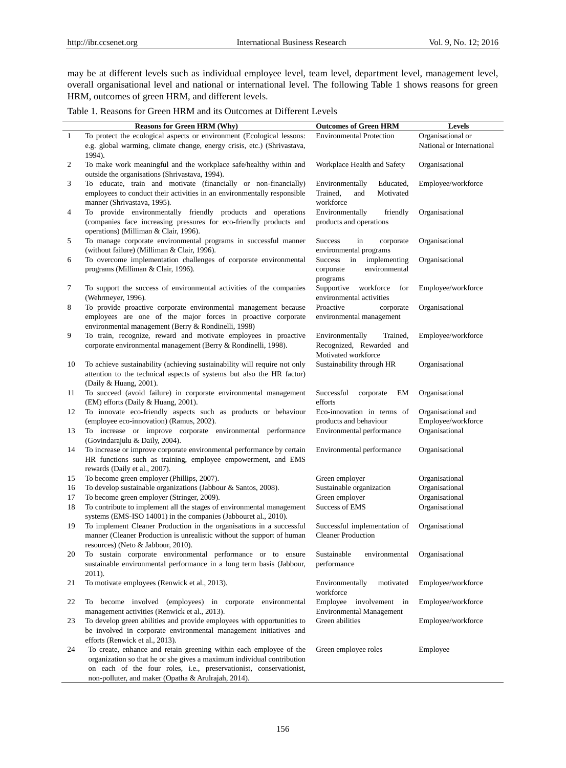may be at different levels such as individual employee level, team level, department level, management level, overall organisational level and national or international level. The following Table 1 shows reasons for green HRM, outcomes of green HRM, and different levels.

Table 1. Reasons for Green HRM and its Outcomes at Different Levels

| | Reasons for Green HRM (Why) | Outcomes of Green HRM | Levels |
|---|---|---|---|
| 1 | To protect the ecological aspects or environment (Ecological lessons: e.g. global warming, climate change, energy crisis, etc.) (Shrivastava, 1994). | Environmental Protection | Organisational or National or International |
| 2 | To make work meaningful and the workplace safe/healthy within and outside the organisations (Shrivastava, 1994). | Workplace Health and Safety | Organisational |
| 3 | To educate, train and motivate (financially or non-financially) employees to conduct their activities in an environmentally responsible manner (Shrivastava, 1995). | Environmentally Educated, Trained, and Motivated workforce | Employee/workforce |
| 4 | To provide environmentally friendly products and operations (companies face increasing pressures for eco-friendly products and operations) (Milliman & Clair, 1996). | Environmentally friendly products and operations | Organisational |
| 5 | To manage corporate environmental programs in successful manner (without failure) (Milliman & Clair, 1996). | Success in corporate environmental programs | Organisational |
| 6 | To overcome implementation challenges of corporate environmental programs (Milliman & Clair, 1996). | Success in implementing corporate environmental programs | Organisational |
| 7 | To support the success of environmental activities of the companies (Wehrmeyer, 1996). | Supportive workforce for environmental activities | Employee/workforce |
| 8 | To provide proactive corporate environmental management because employees are one of the major forces in proactive corporate environmental management (Berry & Rondinelli, 1998) | Proactive corporate environmental management | Organisational |
| 9 | To train, recognize, reward and motivate employees in proactive corporate environmental management (Berry & Rondinelli, 1998). | Environmentally Trained, Recognized, Rewarded and Motivated workforce | Employee/workforce |
| 10 | To achieve sustainability (achieving sustainability will require not only attention to the technical aspects of systems but also the HR factor) (Daily & Huang, 2001). | Sustainability through HR | Organisational |
| 11 | To succeed (avoid failure) in corporate environmental management (EM) efforts (Daily & Huang, 2001). | Successful corporate EM efforts | Organisational |
| 12 | To innovate eco-friendly aspects such as products or behaviour (employee eco-innovation) (Ramus, 2002). | Eco-innovation in terms of products and behaviour | Organisational and Employee/workforce |
| 13 | To increase or improve corporate environmental performance (Govindarajulu & Daily, 2004). | Environmental performance | Organisational |
| 14 | To increase or improve corporate environmental performance by certain HR functions such as training, employee empowerment, and EMS rewards (Daily et al., 2007). | Environmental performance | Organisational |
| 15 | To become green employer (Phillips, 2007). | Green employer | Organisational |
| 16 | To develop sustainable organizations (Jabbour & Santos, 2008). | Sustainable organization | Organisational |
| 17 | To become green employer (Stringer, 2009). | Green employer | Organisational |
| 18 | To contribute to implement all the stages of environmental management systems (EMS-ISO 14001) in the companies (Jabbouret al., 2010). | Success of EMS | Organisational |
| 19 | To implement Cleaner Production in the organisations in a successful manner (Cleaner Production is unrealistic without the support of human resources) (Neto & Jabbour, 2010). | Successful implementation of Cleaner Production | Organisational |
| 20 | To sustain corporate environmental performance or to ensure sustainable environmental performance in a long term basis (Jabbour, 2011). | Sustainable environmental performance | Organisational |
| 21 | To motivate employees (Renwick et al., 2013). | Environmentally motivated workforce | Employee/workforce |
| 22 | To become involved (employees) in corporate environmental management activities (Renwick et al., 2013). | Employee involvement in Environmental Management | Employee/workforce |
| 23 | To develop green abilities and provide employees with opportunities to be involved in corporate environmental management initiatives and efforts (Renwick et al., 2013). | Green abilities | Employee/workforce |
| 24 | To create, enhance and retain greening within each employee of the organization so that he or she gives a maximum individual contribution on each of the four roles, i.e., preservationist, conservationist, non-polluter, and maker (Opatha & Arulrajah, 2014). | Green employee roles | Employee |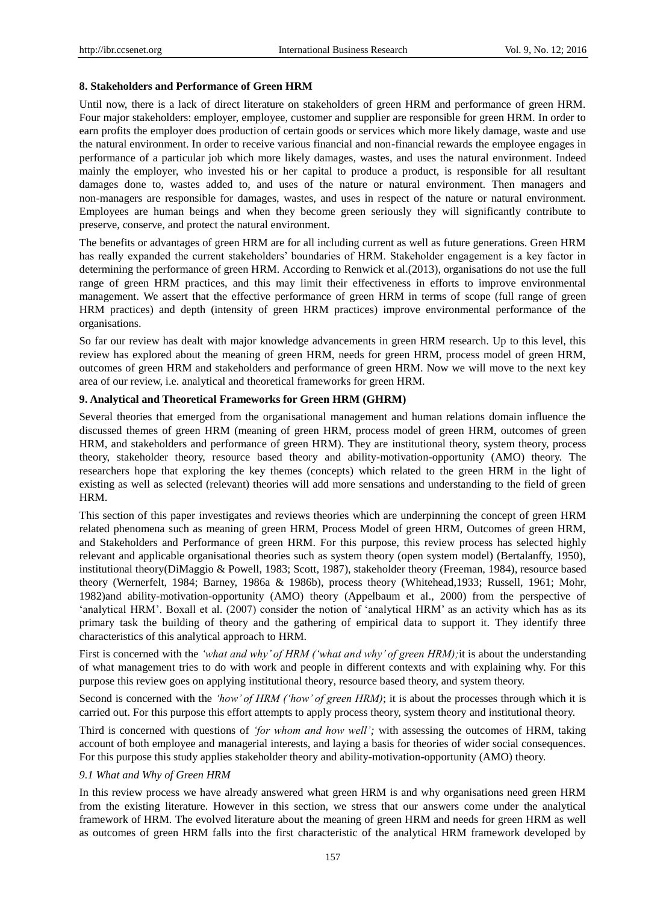### 8. Stakeholders and Performance of Green HRM

Until now, there is a lack of direct literature on stakeholders of green HRM and performance of green HRM. Four major stakeholders: employer, employee, customer and supplier are responsible for green HRM. In order to earn profits the employer does production of certain goods or services which more likely damage, waste and use the natural environment. In order to receive various financial and non-financial rewards the employee engages in performance of a particular job which more likely damages, wastes, and uses the natural environment. Indeed mainly the employer, who invested his or her capital to produce a product, is responsible for all resultant damages done to, wastes added to, and uses of the nature or natural environment. Then managers and non-managers are responsible for damages, wastes, and uses in respect of the nature or natural environment. Employees are human beings and when they become green seriously they will significantly contribute to preserve, conserve, and protect the natural environment.

The benefits or advantages of green HRM are for all including current as well as future generations. Green HRM has really expanded the current stakeholders' boundaries of HRM. Stakeholder engagement is a key factor in determining the performance of green HRM. According to Renwick et al.(2013), organisations do not use the full range of green HRM practices, and this may limit their effectiveness in efforts to improve environmental management. We assert that the effective performance of green HRM in terms of scope (full range of green HRM practices) and depth (intensity of green HRM practices) improve environmental performance of the organisations.

So far our review has dealt with major knowledge advancements in green HRM research. Up to this level, this review has explored about the meaning of green HRM, needs for green HRM, process model of green HRM, outcomes of green HRM and stakeholders and performance of green HRM. Now we will move to the next key area of our review, i.e. analytical and theoretical frameworks for green HRM.

### 9. Analytical and Theoretical Frameworks for Green HRM (GHRM)

Several theories that emerged from the organisational management and human relations domain influence the discussed themes of green HRM (meaning of green HRM, process model of green HRM, outcomes of green HRM, and stakeholders and performance of green HRM). They are institutional theory, system theory, process theory, stakeholder theory, resource based theory and ability-motivation-opportunity (AMO) theory. The researchers hope that exploring the key themes (concepts) which related to the green HRM in the light of existing as well as selected (relevant) theories will add more sensations and understanding to the field of green HRM.

This section of this paper investigates and reviews theories which are underpinning the concept of green HRM related phenomena such as meaning of green HRM, Process Model of green HRM, Outcomes of green HRM, and Stakeholders and Performance of green HRM. For this purpose, this review process has selected highly relevant and applicable organisational theories such as system theory (open system model) (Bertalanffy, 1950), institutional theory(DiMaggio & Powell, 1983; Scott, 1987), stakeholder theory (Freeman, 1984), resource based theory (Wernerfelt, 1984; Barney, 1986a & 1986b), process theory (Whitehead,1933; Russell, 1961; Mohr, 1982)and ability-motivation-opportunity (AMO) theory (Appelbaum et al., 2000) from the perspective of 'analytical HRM'. Boxall et al. (2007) consider the notion of 'analytical HRM' as an activity which has as its primary task the building of theory and the gathering of empirical data to support it. They identify three characteristics of this analytical approach to HRM.

First is concerned with the *'what and why' of HRM ('what and why' of green HRM);* it is about the understanding of what management tries to do with work and people in different contexts and with explaining why. For this purpose this review goes on applying institutional theory, resource based theory, and system theory.

Second is concerned with the *'how' of HRM ('how' of green HRM)*; it is about the processes through which it is carried out. For this purpose this effort attempts to apply process theory, system theory and institutional theory.

Third is concerned with questions of *'for whom and how well';* with assessing the outcomes of HRM, taking account of both employee and managerial interests, and laying a basis for theories of wider social consequences. For this purpose this study applies stakeholder theory and ability-motivation-opportunity (AMO) theory.

#### *9.1 What and Why of Green HRM*

In this review process we have already answered what green HRM is and why organisations need green HRM from the existing literature. However in this section, we stress that our answers come under the analytical framework of HRM. The evolved literature about the meaning of green HRM and needs for green HRM as well as outcomes of green HRM falls into the first characteristic of the analytical HRM framework developed by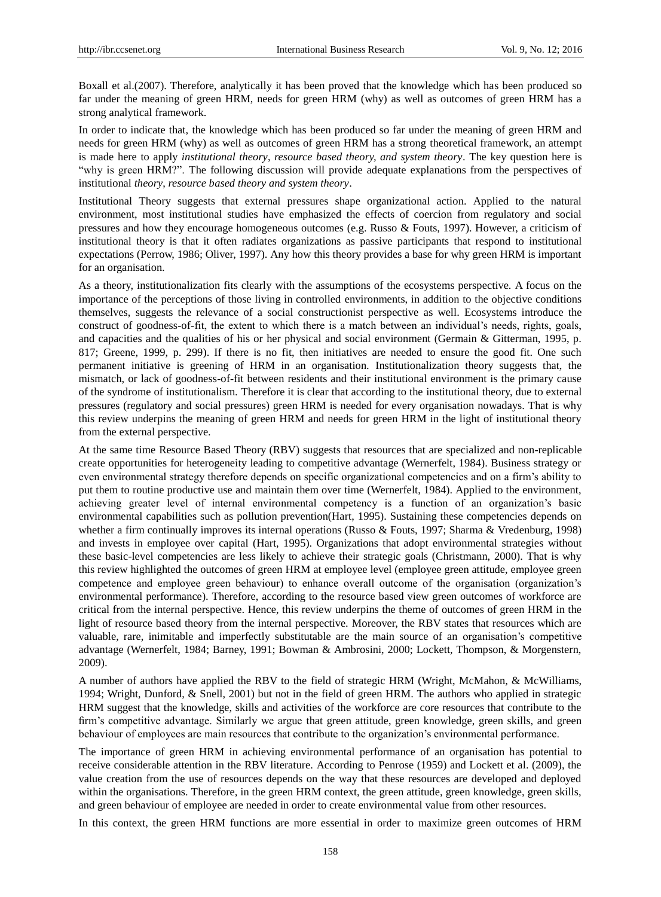Boxall et al.(2007). Therefore, analytically it has been proved that the knowledge which has been produced so far under the meaning of green HRM, needs for green HRM (why) as well as outcomes of green HRM has a strong analytical framework.

In order to indicate that, the knowledge which has been produced so far under the meaning of green HRM and needs for green HRM (why) as well as outcomes of green HRM has a strong theoretical framework, an attempt is made here to apply *institutional theory*, *resource based theory, and system theory*. The key question here is "why is green HRM?". The following discussion will provide adequate explanations from the perspectives of institutional *theory*, *resource based theory and system theory*.

Institutional Theory suggests that external pressures shape organizational action. Applied to the natural environment, most institutional studies have emphasized the effects of coercion from regulatory and social pressures and how they encourage homogeneous outcomes (e.g. Russo & Fouts, 1997). However, a criticism of institutional theory is that it often radiates organizations as passive participants that respond to institutional expectations (Perrow, 1986; Oliver, 1997). Any how this theory provides a base for why green HRM is important for an organisation.

As a theory, institutionalization fits clearly with the assumptions of the ecosystems perspective. A focus on the importance of the perceptions of those living in controlled environments, in addition to the objective conditions themselves, suggests the relevance of a social constructionist perspective as well. Ecosystems introduce the construct of goodness-of-fit, the extent to which there is a match between an individual's needs, rights, goals, and capacities and the qualities of his or her physical and social environment (Germain & Gitterman, 1995, p. 817; Greene, 1999, p. 299). If there is no fit, then initiatives are needed to ensure the good fit. One such permanent initiative is greening of HRM in an organisation. Institutionalization theory suggests that, the mismatch, or lack of goodness-of-fit between residents and their institutional environment is the primary cause of the syndrome of institutionalism. Therefore it is clear that according to the institutional theory, due to external pressures (regulatory and social pressures) green HRM is needed for every organisation nowadays. That is why this review underpins the meaning of green HRM and needs for green HRM in the light of institutional theory from the external perspective.

At the same time Resource Based Theory (RBV) suggests that resources that are specialized and non-replicable create opportunities for heterogeneity leading to competitive advantage (Wernerfelt, 1984). Business strategy or even environmental strategy therefore depends on specific organizational competencies and on a firm's ability to put them to routine productive use and maintain them over time (Wernerfelt, 1984). Applied to the environment, achieving greater level of internal environmental competency is a function of an organization's basic environmental capabilities such as pollution prevention(Hart, 1995). Sustaining these competencies depends on whether a firm continually improves its internal operations (Russo & Fouts, 1997; Sharma & Vredenburg, 1998) and invests in employee over capital (Hart, 1995). Organizations that adopt environmental strategies without these basic-level competencies are less likely to achieve their strategic goals (Christmann, 2000). That is why this review highlighted the outcomes of green HRM at employee level (employee green attitude, employee green competence and employee green behaviour) to enhance overall outcome of the organisation (organization's environmental performance). Therefore, according to the resource based view green outcomes of workforce are critical from the internal perspective. Hence, this review underpins the theme of outcomes of green HRM in the light of resource based theory from the internal perspective. Moreover, the RBV states that resources which are valuable, rare, inimitable and imperfectly substitutable are the main source of an organisation's competitive advantage (Wernerfelt, 1984; Barney, 1991; Bowman & Ambrosini, 2000; Lockett, Thompson, & Morgenstern, 2009).

A number of authors have applied the RBV to the field of strategic HRM (Wright, McMahon, & McWilliams, 1994; Wright, Dunford, & Snell, 2001) but not in the field of green HRM. The authors who applied in strategic HRM suggest that the knowledge, skills and activities of the workforce are core resources that contribute to the firm's competitive advantage. Similarly we argue that green attitude, green knowledge, green skills, and green behaviour of employees are main resources that contribute to the organization's environmental performance.

The importance of green HRM in achieving environmental performance of an organisation has potential to receive considerable attention in the RBV literature. According to Penrose (1959) and Lockett et al. (2009), the value creation from the use of resources depends on the way that these resources are developed and deployed within the organisations. Therefore, in the green HRM context, the green attitude, green knowledge, green skills, and green behaviour of employee are needed in order to create environmental value from other resources.

In this context, the green HRM functions are more essential in order to maximize green outcomes of HRM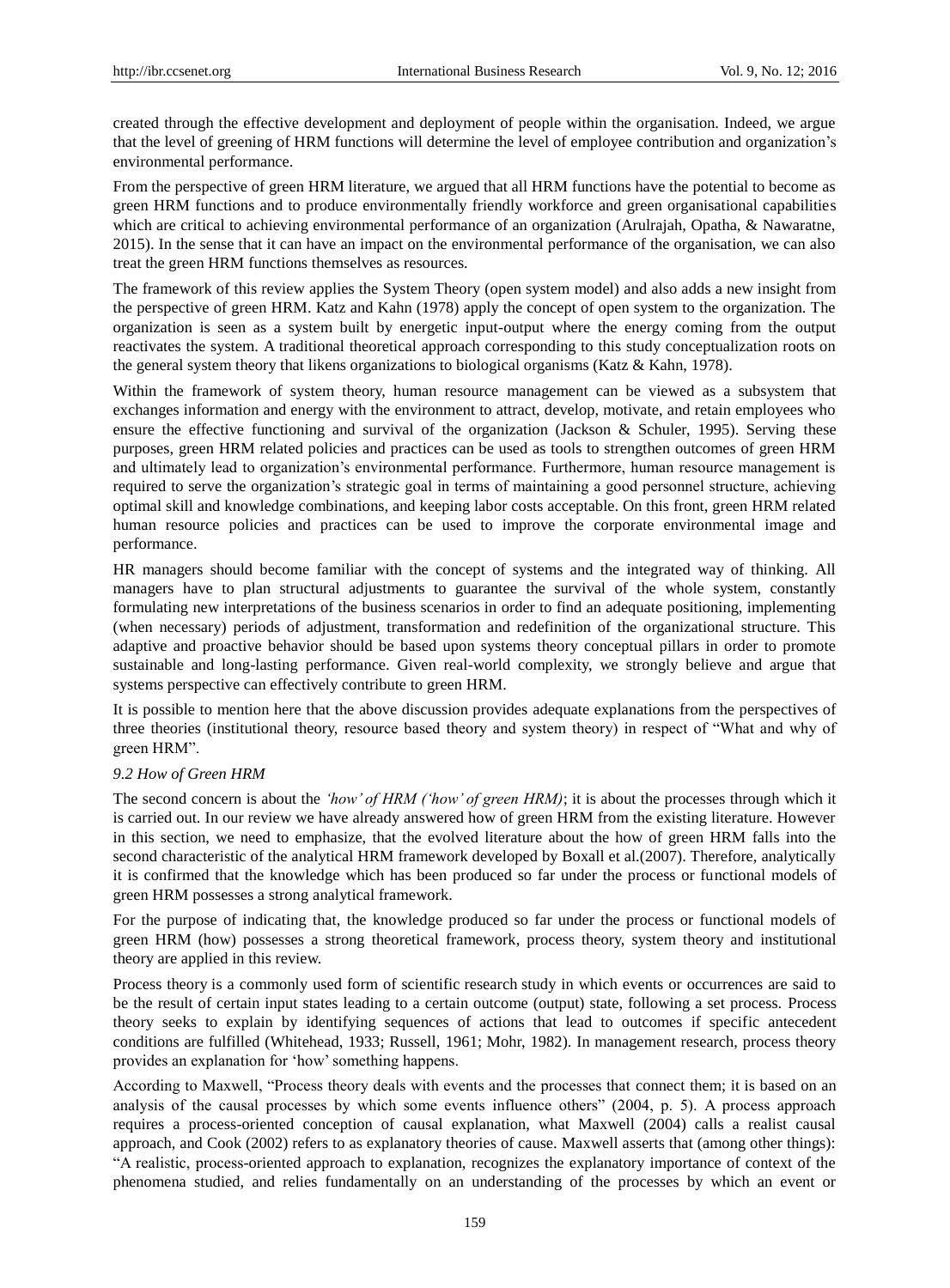created through the effective development and deployment of people within the organisation. Indeed, we argue that the level of greening of HRM functions will determine the level of employee contribution and organization's environmental performance.

From the perspective of green HRM literature, we argued that all HRM functions have the potential to become as green HRM functions and to produce environmentally friendly workforce and green organisational capabilities which are critical to achieving environmental performance of an organization (Arulrajah, Opatha, & Nawaratne, 2015). In the sense that it can have an impact on the environmental performance of the organisation, we can also treat the green HRM functions themselves as resources.

The framework of this review applies the System Theory (open system model) and also adds a new insight from the perspective of green HRM. Katz and Kahn (1978) apply the concept of open system to the organization. The organization is seen as a system built by energetic input-output where the energy coming from the output reactivates the system. A traditional theoretical approach corresponding to this study conceptualization roots on the general system theory that likens organizations to biological organisms (Katz & Kahn, 1978).

Within the framework of system theory, human resource management can be viewed as a subsystem that exchanges information and energy with the environment to attract, develop, motivate, and retain employees who ensure the effective functioning and survival of the organization (Jackson & Schuler, 1995). Serving these purposes, green HRM related policies and practices can be used as tools to strengthen outcomes of green HRM and ultimately lead to organization's environmental performance. Furthermore, human resource management is required to serve the organization's strategic goal in terms of maintaining a good personnel structure, achieving optimal skill and knowledge combinations, and keeping labor costs acceptable. On this front, green HRM related human resource policies and practices can be used to improve the corporate environmental image and performance.

HR managers should become familiar with the concept of systems and the integrated way of thinking. All managers have to plan structural adjustments to guarantee the survival of the whole system, constantly formulating new interpretations of the business scenarios in order to find an adequate positioning, implementing (when necessary) periods of adjustment, transformation and redefinition of the organizational structure. This adaptive and proactive behavior should be based upon systems theory conceptual pillars in order to promote sustainable and long-lasting performance. Given real-world complexity, we strongly believe and argue that systems perspective can effectively contribute to green HRM.

It is possible to mention here that the above discussion provides adequate explanations from the perspectives of three theories (institutional theory, resource based theory and system theory) in respect of "What and why of green HRM".

### *9.2 How of Green HRM*

The second concern is about the *'how' of HRM ('how' of green HRM)*; it is about the processes through which it is carried out. In our review we have already answered how of green HRM from the existing literature. However in this section, we need to emphasize, that the evolved literature about the how of green HRM falls into the second characteristic of the analytical HRM framework developed by Boxall et al.(2007). Therefore, analytically it is confirmed that the knowledge which has been produced so far under the process or functional models of green HRM possesses a strong analytical framework.

For the purpose of indicating that, the knowledge produced so far under the process or functional models of green HRM (how) possesses a strong theoretical framework, process theory, system theory and institutional theory are applied in this review.

Process theory is a commonly used form of scientific research study in which events or occurrences are said to be the result of certain input states leading to a certain outcome (output) state, following a set process. Process theory seeks to explain by identifying sequences of actions that lead to outcomes if specific antecedent conditions are fulfilled (Whitehead, 1933; Russell, 1961; Mohr, 1982). In management research, process theory provides an explanation for 'how' something happens.

According to Maxwell, "Process theory deals with events and the processes that connect them; it is based on an analysis of the causal processes by which some events influence others" (2004, p. 5). A process approach requires a process-oriented conception of causal explanation, what Maxwell (2004) calls a realist causal approach, and Cook (2002) refers to as explanatory theories of cause. Maxwell asserts that (among other things): "A realistic, process-oriented approach to explanation, recognizes the explanatory importance of context of the phenomena studied, and relies fundamentally on an understanding of the processes by which an event or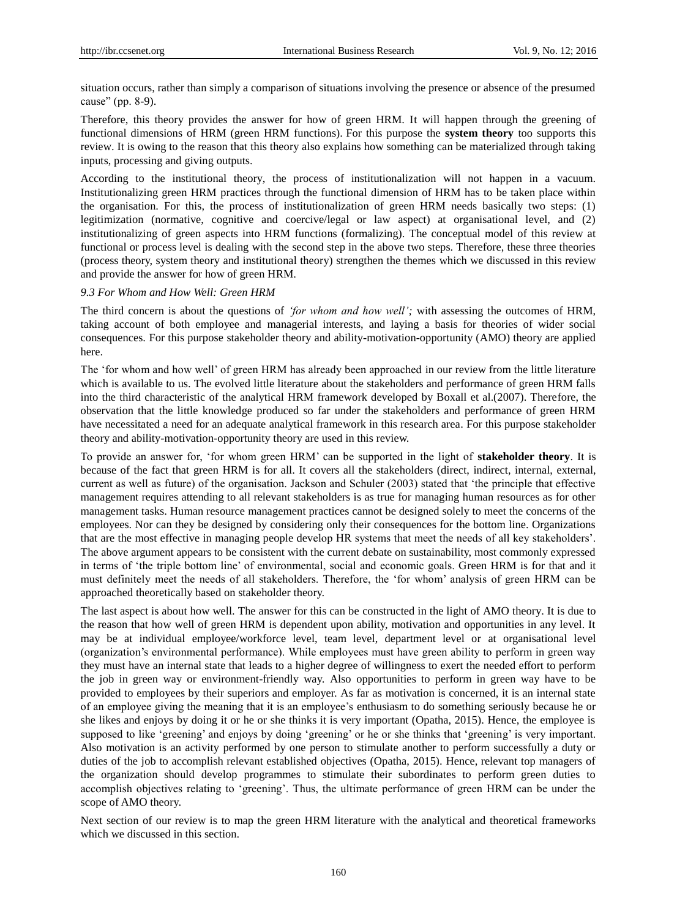situation occurs, rather than simply a comparison of situations involving the presence or absence of the presumed cause" (pp. 8-9).

Therefore, this theory provides the answer for how of green HRM. It will happen through the greening of functional dimensions of HRM (green HRM functions). For this purpose the **system theory** too supports this review. It is owing to the reason that this theory also explains how something can be materialized through taking inputs, processing and giving outputs.

According to the institutional theory, the process of institutionalization will not happen in a vacuum. Institutionalizing green HRM practices through the functional dimension of HRM has to be taken place within the organisation. For this, the process of institutionalization of green HRM needs basically two steps: (1) legitimization (normative, cognitive and coercive/legal or law aspect) at organisational level, and (2) institutionalizing of green aspects into HRM functions (formalizing). The conceptual model of this review at functional or process level is dealing with the second step in the above two steps. Therefore, these three theories (process theory, system theory and institutional theory) strengthen the themes which we discussed in this review and provide the answer for how of green HRM.

### *9.3 For Whom and How Well: Green HRM*

The third concern is about the questions of *'for whom and how well';* with assessing the outcomes of HRM, taking account of both employee and managerial interests, and laying a basis for theories of wider social consequences. For this purpose stakeholder theory and ability-motivation-opportunity (AMO) theory are applied here.

The 'for whom and how well' of green HRM has already been approached in our review from the little literature which is available to us. The evolved little literature about the stakeholders and performance of green HRM falls into the third characteristic of the analytical HRM framework developed by Boxall et al.(2007). Therefore, the observation that the little knowledge produced so far under the stakeholders and performance of green HRM have necessitated a need for an adequate analytical framework in this research area. For this purpose stakeholder theory and ability-motivation-opportunity theory are used in this review.

To provide an answer for, 'for whom green HRM' can be supported in the light of **stakeholder theory**. It is because of the fact that green HRM is for all. It covers all the stakeholders (direct, indirect, internal, external, current as well as future) of the organisation. Jackson and Schuler (2003) stated that 'the principle that effective management requires attending to all relevant stakeholders is as true for managing human resources as for other management tasks. Human resource management practices cannot be designed solely to meet the concerns of the employees. Nor can they be designed by considering only their consequences for the bottom line. Organizations that are the most effective in managing people develop HR systems that meet the needs of all key stakeholders'. The above argument appears to be consistent with the current debate on sustainability, most commonly expressed in terms of 'the triple bottom line' of environmental, social and economic goals. Green HRM is for that and it must definitely meet the needs of all stakeholders. Therefore, the 'for whom' analysis of green HRM can be approached theoretically based on stakeholder theory.

The last aspect is about how well. The answer for this can be constructed in the light of AMO theory. It is due to the reason that how well of green HRM is dependent upon ability, motivation and opportunities in any level. It may be at individual employee/workforce level, team level, department level or at organisational level (organization's environmental performance). While employees must have green ability to perform in green way they must have an internal state that leads to a higher degree of willingness to exert the needed effort to perform the job in green way or environment-friendly way. Also opportunities to perform in green way have to be provided to employees by their superiors and employer. As far as motivation is concerned, it is an internal state of an employee giving the meaning that it is an employee's enthusiasm to do something seriously because he or she likes and enjoys by doing it or he or she thinks it is very important (Opatha, 2015). Hence, the employee is supposed to like 'greening' and enjoys by doing 'greening' or he or she thinks that 'greening' is very important. Also motivation is an activity performed by one person to stimulate another to perform successfully a duty or duties of the job to accomplish relevant established objectives (Opatha, 2015). Hence, relevant top managers of the organization should develop programmes to stimulate their subordinates to perform green duties to accomplish objectives relating to 'greening'. Thus, the ultimate performance of green HRM can be under the scope of AMO theory.

Next section of our review is to map the green HRM literature with the analytical and theoretical frameworks which we discussed in this section.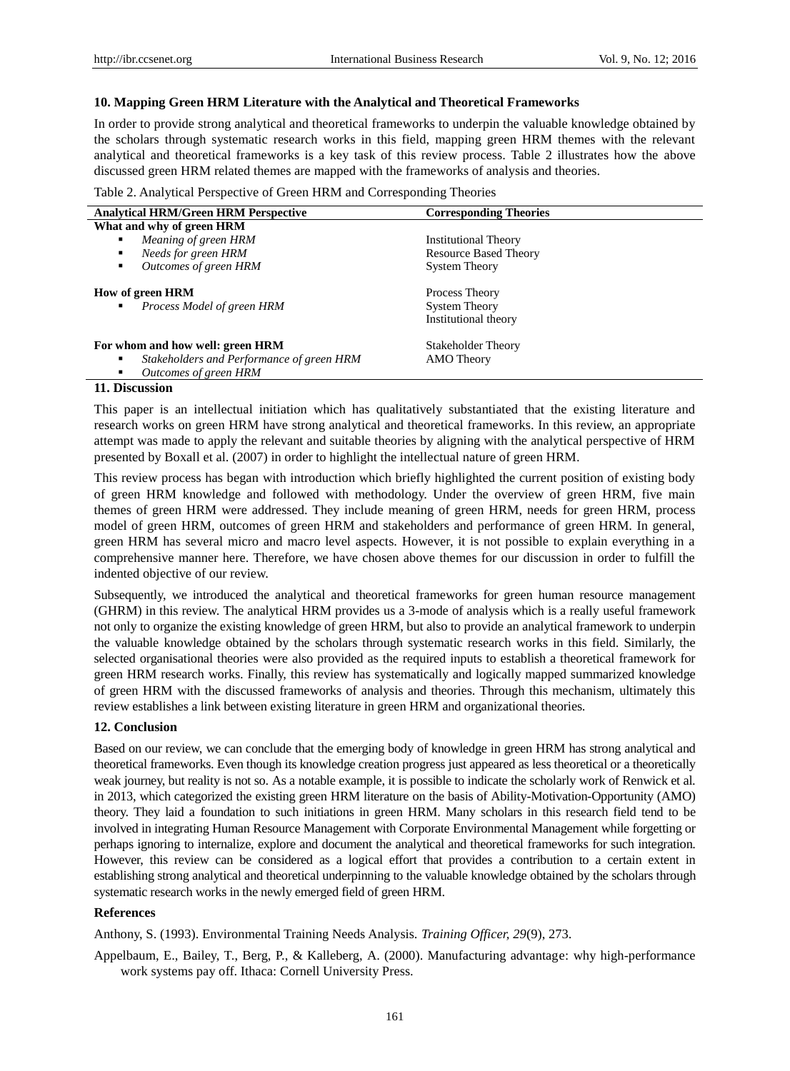### 10. Mapping Green HRM Literature with the Analytical and Theoretical Frameworks

In order to provide strong analytical and theoretical frameworks to underpin the valuable knowledge obtained by the scholars through systematic research works in this field, mapping green HRM themes with the relevant analytical and theoretical frameworks is a key task of this review process. Table 2 illustrates how the above discussed green HRM related themes are mapped with the frameworks of analysis and theories.

Table 2. Analytical Perspective of Green HRM and Corresponding Theories

| Analytical HRM/Green HRM Perspective | Corresponding Theories |
|---|---|
| **What and why of green HRM** | |
| ▪ *Meaning of green HRM* | Institutional Theory |
| ▪ *Needs for green HRM* | Resource Based Theory |
| ▪ *Outcomes of green HRM* | System Theory |
| **How of green HRM** | Process Theory |
| ▪ *Process Model of green HRM* | System Theory |
| | Institutional theory |
| **For whom and how well: green HRM** | Stakeholder Theory |
| ▪ *Stakeholders and Performance of green HRM* | AMO Theory |
| ▪ *Outcomes of green HRM* | |

### 11. Discussion

This paper is an intellectual initiation which has qualitatively substantiated that the existing literature and research works on green HRM have strong analytical and theoretical frameworks. In this review, an appropriate attempt was made to apply the relevant and suitable theories by aligning with the analytical perspective of HRM presented by Boxall et al. (2007) in order to highlight the intellectual nature of green HRM.

This review process has began with introduction which briefly highlighted the current position of existing body of green HRM knowledge and followed with methodology. Under the overview of green HRM, five main themes of green HRM were addressed. They include meaning of green HRM, needs for green HRM, process model of green HRM, outcomes of green HRM and stakeholders and performance of green HRM. In general, green HRM has several micro and macro level aspects. However, it is not possible to explain everything in a comprehensive manner here. Therefore, we have chosen above themes for our discussion in order to fulfill the indented objective of our review.

Subsequently, we introduced the analytical and theoretical frameworks for green human resource management (GHRM) in this review. The analytical HRM provides us a 3-mode of analysis which is a really useful framework not only to organize the existing knowledge of green HRM, but also to provide an analytical framework to underpin the valuable knowledge obtained by the scholars through systematic research works in this field. Similarly, the selected organisational theories were also provided as the required inputs to establish a theoretical framework for green HRM research works. Finally, this review has systematically and logically mapped summarized knowledge of green HRM with the discussed frameworks of analysis and theories. Through this mechanism, ultimately this review establishes a link between existing literature in green HRM and organizational theories.

### 12. Conclusion

Based on our review, we can conclude that the emerging body of knowledge in green HRM has strong analytical and theoretical frameworks. Even though its knowledge creation progress just appeared as less theoretical or a theoretically weak journey, but reality is not so. As a notable example, it is possible to indicate the scholarly work of Renwick et al. in 2013, which categorized the existing green HRM literature on the basis of Ability-Motivation-Opportunity (AMO) theory. They laid a foundation to such initiations in green HRM. Many scholars in this research field tend to be involved in integrating Human Resource Management with Corporate Environmental Management while forgetting or perhaps ignoring to internalize, explore and document the analytical and theoretical frameworks for such integration. However, this review can be considered as a logical effort that provides a contribution to a certain extent in establishing strong analytical and theoretical underpinning to the valuable knowledge obtained by the scholars through systematic research works in the newly emerged field of green HRM.

### References

Anthony, S. (1993). Environmental Training Needs Analysis. *Training Officer, 29*(9), 273.

Appelbaum, E., Bailey, T., Berg, P., & Kalleberg, A. (2000). Manufacturing advantage: why high-performance work systems pay off. Ithaca: Cornell University Press.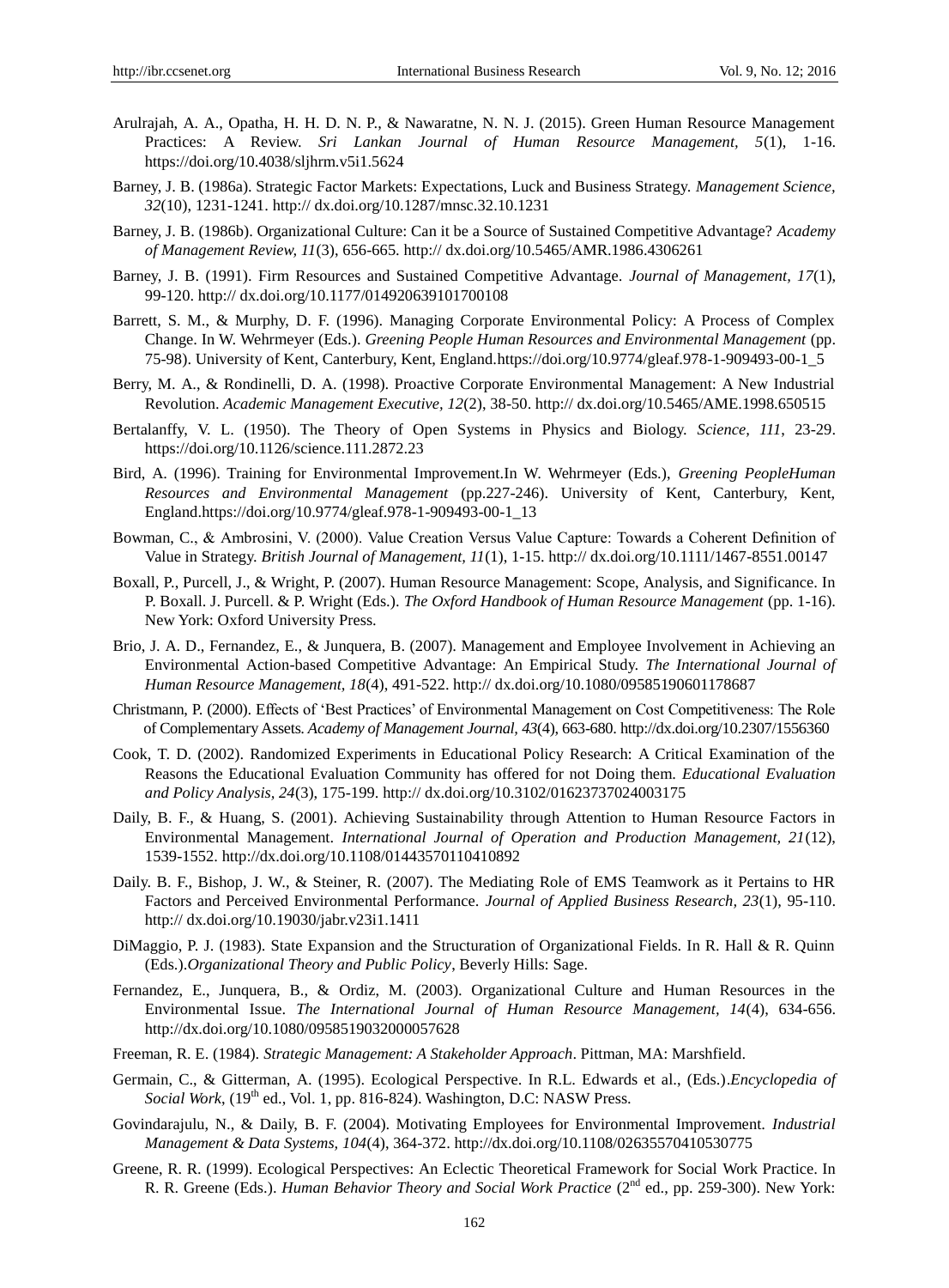Arulrajah, A. A., Opatha, H. H. D. N. P., & Nawaratne, N. N. J. (2015). Green Human Resource Management Practices: A Review. *Sri Lankan Journal of Human Resource Management, 5*(1), 1-16. https://doi.org/10.4038/sljhrm.v5i1.5624

Barney, J. B. (1986a). Strategic Factor Markets: Expectations, Luck and Business Strategy. *Management Science, 32*(10), 1231-1241. http:// dx.doi.org/10.1287/mnsc.32.10.1231

Barney, J. B. (1986b). Organizational Culture: Can it be a Source of Sustained Competitive Advantage? *Academy of Management Review, 11*(3), 656-665. http:// dx.doi.org/10.5465/AMR.1986.4306261

Barney, J. B. (1991). Firm Resources and Sustained Competitive Advantage. *Journal of Management, 17*(1), 99-120. http:// dx.doi.org/10.1177/014920639101700108

Barrett, S. M., & Murphy, D. F. (1996). Managing Corporate Environmental Policy: A Process of Complex Change. In W. Wehrmeyer (Eds.). *Greening People Human Resources and Environmental Management* (pp. 75-98). University of Kent, Canterbury, Kent, England.https://doi.org/10.9774/gleaf.978-1-909493-00-1_5

Berry, M. A., & Rondinelli, D. A. (1998). Proactive Corporate Environmental Management: A New Industrial Revolution. *Academic Management Executive, 12*(2), 38-50. http:// dx.doi.org/10.5465/AME.1998.650515

Bertalanffy, V. L. (1950). The Theory of Open Systems in Physics and Biology. *Science, 111*, 23-29. https://doi.org/10.1126/science.111.2872.23

Bird, A. (1996). Training for Environmental Improvement.In W. Wehrmeyer (Eds.), *Greening PeopleHuman Resources and Environmental Management* (pp.227-246). University of Kent, Canterbury, Kent, England.https://doi.org/10.9774/gleaf.978-1-909493-00-1_13

Bowman, C., & Ambrosini, V. (2000). Value Creation Versus Value Capture: Towards a Coherent Definition of Value in Strategy. *British Journal of Management, 11*(1), 1-15. http:// dx.doi.org/10.1111/1467-8551.00147

Boxall, P., Purcell, J., & Wright, P. (2007). Human Resource Management: Scope, Analysis, and Significance. In P. Boxall. J. Purcell. & P. Wright (Eds.). *The Oxford Handbook of Human Resource Management* (pp. 1-16). New York: Oxford University Press.

Brio, J. A. D., Fernandez, E., & Junquera, B. (2007). Management and Employee Involvement in Achieving an Environmental Action-based Competitive Advantage: An Empirical Study. *The International Journal of Human Resource Management, 18*(4), 491-522. http:// dx.doi.org/10.1080/09585190601178687

Christmann, P. (2000). Effects of 'Best Practices' of Environmental Management on Cost Competitiveness: The Role of Complementary Assets. *Academy of Management Journal, 43*(4), 663-680. http://dx.doi.org/10.2307/1556360

Cook, T. D. (2002). Randomized Experiments in Educational Policy Research: A Critical Examination of the Reasons the Educational Evaluation Community has offered for not Doing them. *Educational Evaluation and Policy Analysis, 24*(3), 175-199. http:// dx.doi.org/10.3102/01623737024003175

Daily, B. F., & Huang, S. (2001). Achieving Sustainability through Attention to Human Resource Factors in Environmental Management. *International Journal of Operation and Production Management, 21*(12), 1539-1552. http://dx.doi.org/10.1108/01443570110410892

Daily. B. F., Bishop, J. W., & Steiner, R. (2007). The Mediating Role of EMS Teamwork as it Pertains to HR Factors and Perceived Environmental Performance. *Journal of Applied Business Research, 23*(1), 95-110. http:// dx.doi.org/10.19030/jabr.v23i1.1411

DiMaggio, P. J. (1983). State Expansion and the Structuration of Organizational Fields. In R. Hall & R. Quinn (Eds.).*Organizational Theory and Public Policy*, Beverly Hills: Sage.

Fernandez, E., Junquera, B., & Ordiz, M. (2003). Organizational Culture and Human Resources in the Environmental Issue. *The International Journal of Human Resource Management, 14*(4), 634-656. http://dx.doi.org/10.1080/0958519032000057628

Freeman, R. E. (1984). *Strategic Management: A Stakeholder Approach*. Pittman, MA: Marshfield.

Germain, C., & Gitterman, A. (1995). Ecological Perspective. In R.L. Edwards et al., (Eds.).*Encyclopedia of Social Work*, (19th ed., Vol. 1, pp. 816-824). Washington, D.C: NASW Press.

Govindarajulu, N., & Daily, B. F. (2004). Motivating Employees for Environmental Improvement. *Industrial Management & Data Systems, 104*(4), 364-372. http://dx.doi.org/10.1108/02635570410530775

Greene, R. R. (1999). Ecological Perspectives: An Eclectic Theoretical Framework for Social Work Practice. In R. R. Greene (Eds.). *Human Behavior Theory and Social Work Practice* (2nd ed., pp. 259-300). New York: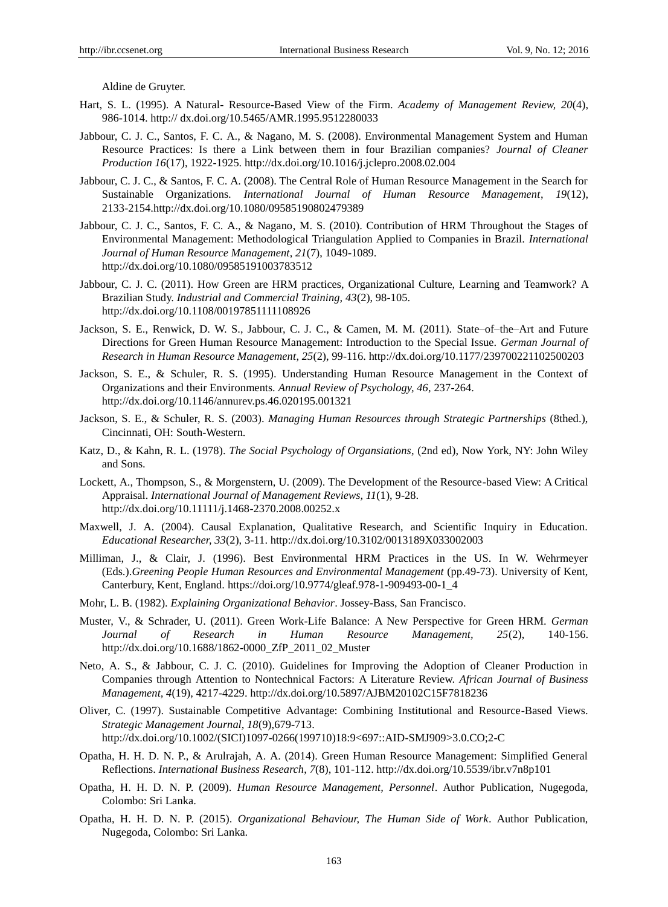Aldine de Gruyter.

Hart, S. L. (1995). A Natural- Resource-Based View of the Firm. *Academy of Management Review, 20*(4), 986-1014. http:// dx.doi.org/10.5465/AMR.1995.9512280033

Jabbour, C. J. C., Santos, F. C. A., & Nagano, M. S. (2008). Environmental Management System and Human Resource Practices: Is there a Link between them in four Brazilian companies? *Journal of Cleaner Production 16*(17), 1922-1925. http://dx.doi.org/10.1016/j.jclepro.2008.02.004

Jabbour, C. J. C., & Santos, F. C. A. (2008). The Central Role of Human Resource Management in the Search for Sustainable Organizations. *International Journal of Human Resource Management*, *19*(12), 2133-2154.http://dx.doi.org/10.1080/09585190802479389

Jabbour, C. J. C., Santos, F. C. A., & Nagano, M. S. (2010). Contribution of HRM Throughout the Stages of Environmental Management: Methodological Triangulation Applied to Companies in Brazil. *International Journal of Human Resource Management*, *21*(7), 1049-1089. http://dx.doi.org/10.1080/09585191003783512

Jabbour, C. J. C. (2011). How Green are HRM practices, Organizational Culture, Learning and Teamwork? A Brazilian Study. *Industrial and Commercial Training, 43*(2), 98-105. http://dx.doi.org/10.1108/00197851111108926

Jackson, S. E., Renwick, D. W. S., Jabbour, C. J. C., & Camen, M. M. (2011). State–of–the–Art and Future Directions for Green Human Resource Management: Introduction to the Special Issue. *German Journal of Research in Human Resource Management*, *25*(2), 99-116. http://dx.doi.org/10.1177/239700221102500203

Jackson, S. E., & Schuler, R. S. (1995). Understanding Human Resource Management in the Context of Organizations and their Environments. *Annual Review of Psychology, 46*, 237-264. http://dx.doi.org/10.1146/annurev.ps.46.020195.001321

Jackson, S. E., & Schuler, R. S. (2003). *Managing Human Resources through Strategic Partnerships* (8thed.), Cincinnati, OH: South-Western.

Katz, D., & Kahn, R. L. (1978). *The Social Psychology of Organsiations*, (2nd ed), Now York, NY: John Wiley and Sons.

Lockett, A., Thompson, S., & Morgenstern, U. (2009). The Development of the Resource-based View: A Critical Appraisal. *International Journal of Management Reviews, 11*(1), 9-28. http://dx.doi.org/10.11111/j.1468-2370.2008.00252.x

Maxwell, J. A. (2004). Causal Explanation, Qualitative Research, and Scientific Inquiry in Education. *Educational Researcher, 33*(2), 3-11. http://dx.doi.org/10.3102/0013189X033002003

Milliman, J., & Clair, J. (1996). Best Environmental HRM Practices in the US. In W. Wehrmeyer (Eds.).*Greening People Human Resources and Environmental Management* (pp.49-73). University of Kent, Canterbury, Kent, England. https://doi.org/10.9774/gleaf.978-1-909493-00-1_4

Mohr, L. B. (1982). *Explaining Organizational Behavior*. Jossey-Bass, San Francisco.

Muster, V., & Schrader, U. (2011). Green Work-Life Balance: A New Perspective for Green HRM. *German Journal of Research in Human Resource Management, 25*(2), 140-156. http://dx.doi.org/10.1688/1862-0000_ZfP_2011_02_Muster

Neto, A. S., & Jabbour, C. J. C. (2010). Guidelines for Improving the Adoption of Cleaner Production in Companies through Attention to Nontechnical Factors: A Literature Review. *African Journal of Business Management*, *4*(19), 4217-4229. http://dx.doi.org/10.5897/AJBM20102C15F7818236

Oliver, C. (1997). Sustainable Competitive Advantage: Combining Institutional and Resource-Based Views. *Strategic Management Journal, 18*(9),679-713. http://dx.doi.org/10.1002/(SICI)1097-0266(199710)18:9<697::AID-SMJ909>3.0.CO;2-C

Opatha, H. H. D. N. P., & Arulrajah, A. A. (2014). Green Human Resource Management: Simplified General Reflections. *International Business Research*, *7*(8), 101-112. http://dx.doi.org/10.5539/ibr.v7n8p101

Opatha, H. H. D. N. P. (2009). *Human Resource Management, Personnel*. Author Publication, Nugegoda, Colombo: Sri Lanka.

Opatha, H. H. D. N. P. (2015). *Organizational Behaviour, The Human Side of Work*. Author Publication, Nugegoda, Colombo: Sri Lanka.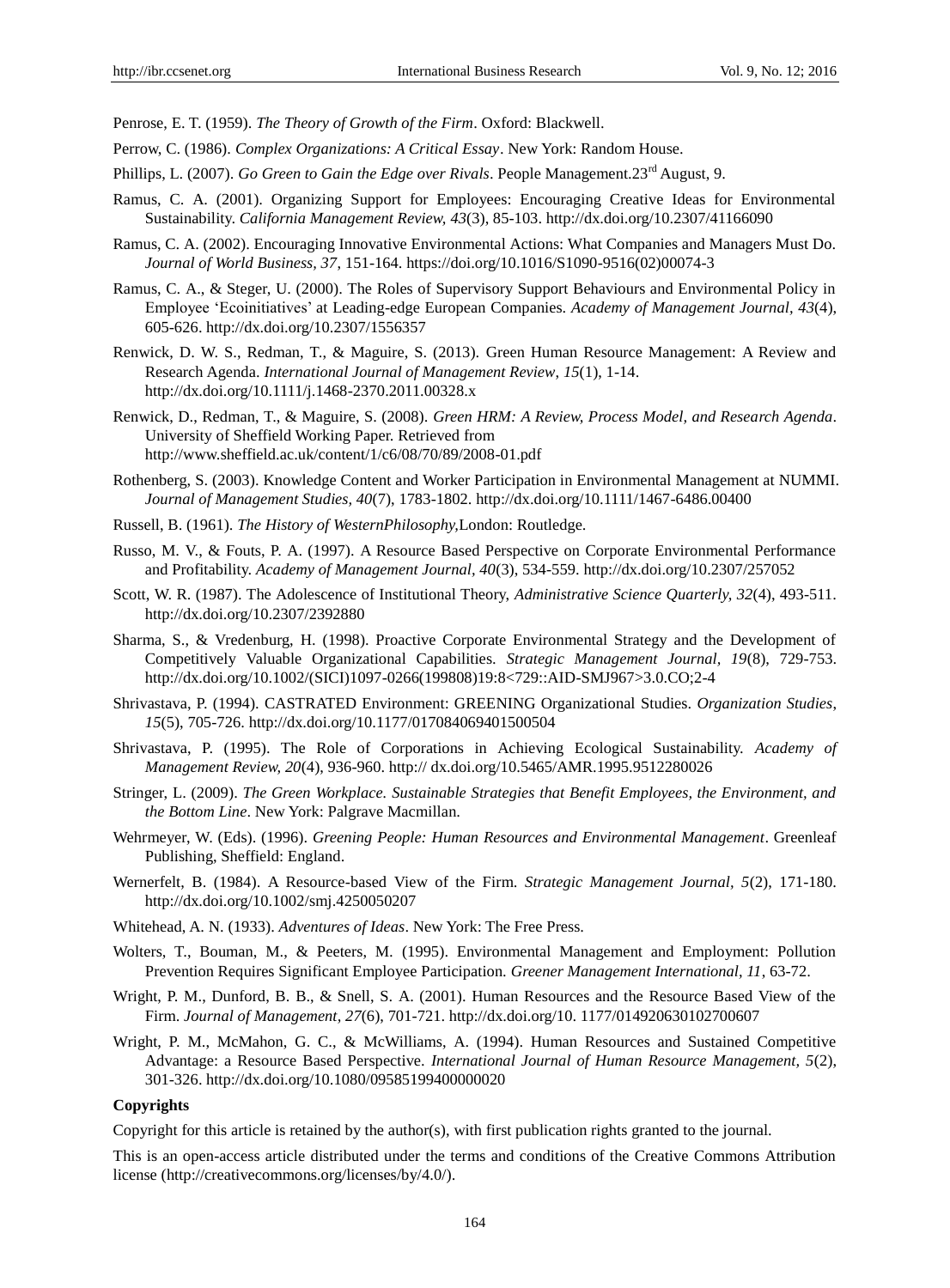Penrose, E. T. (1959). *The Theory of Growth of the Firm*. Oxford: Blackwell.

Perrow, C. (1986). *Complex Organizations: A Critical Essay*. New York: Random House.

Phillips, L. (2007). *Go Green to Gain the Edge over Rivals*. People Management.23rd August, 9.

Ramus, C. A. (2001). Organizing Support for Employees: Encouraging Creative Ideas for Environmental Sustainability. *California Management Review, 43*(3), 85-103. http://dx.doi.org/10.2307/41166090

Ramus, C. A. (2002). Encouraging Innovative Environmental Actions: What Companies and Managers Must Do. *Journal of World Business, 37*, 151-164. https://doi.org/10.1016/S1090-9516(02)00074-3

Ramus, C. A., & Steger, U. (2000). The Roles of Supervisory Support Behaviours and Environmental Policy in Employee 'Ecoinitiatives' at Leading-edge European Companies. *Academy of Management Journal, 43*(4), 605-626. http://dx.doi.org/10.2307/1556357

Renwick, D. W. S., Redman, T., & Maguire, S. (2013). Green Human Resource Management: A Review and Research Agenda. *International Journal of Management Review, 15*(1), 1-14. http://dx.doi.org/10.1111/j.1468-2370.2011.00328.x

Renwick, D., Redman, T., & Maguire, S. (2008). *Green HRM: A Review, Process Model, and Research Agenda*. University of Sheffield Working Paper. Retrieved from http://www.sheffield.ac.uk/content/1/c6/08/70/89/2008-01.pdf

Rothenberg, S. (2003). Knowledge Content and Worker Participation in Environmental Management at NUMMI. *Journal of Management Studies, 40*(7), 1783-1802. http://dx.doi.org/10.1111/1467-6486.00400

Russell, B. (1961). *The History of WesternPhilosophy,*London: Routledge.

Russo, M. V., & Fouts, P. A. (1997). A Resource Based Perspective on Corporate Environmental Performance and Profitability. *Academy of Management Journal, 40*(3), 534-559. http://dx.doi.org/10.2307/257052

Scott, W. R. (1987). The Adolescence of Institutional Theory, *Administrative Science Quarterly, 32*(4), 493-511. http://dx.doi.org/10.2307/2392880

Sharma, S., & Vredenburg, H. (1998). Proactive Corporate Environmental Strategy and the Development of Competitively Valuable Organizational Capabilities. *Strategic Management Journal, 19*(8), 729-753. http://dx.doi.org/10.1002/(SICI)1097-0266(199808)19:8<729::AID-SMJ967>3.0.CO;2-4

Shrivastava, P. (1994). CASTRATED Environment: GREENING Organizational Studies. *Organization Studies, 15*(5), 705-726. http://dx.doi.org/10.1177/017084069401500504

Shrivastava, P. (1995). The Role of Corporations in Achieving Ecological Sustainability. *Academy of Management Review, 20*(4), 936-960. http:// dx.doi.org/10.5465/AMR.1995.9512280026

Stringer, L. (2009). *The Green Workplace. Sustainable Strategies that Benefit Employees, the Environment, and the Bottom Line*. New York: Palgrave Macmillan.

Wehrmeyer, W. (Eds). (1996). *Greening People: Human Resources and Environmental Management*. Greenleaf Publishing, Sheffield: England.

Wernerfelt, B. (1984). A Resource-based View of the Firm. *Strategic Management Journal, 5*(2), 171-180. http://dx.doi.org/10.1002/smj.4250050207

Whitehead, A. N. (1933). *Adventures of Ideas*. New York: The Free Press.

Wolters, T., Bouman, M., & Peeters, M. (1995). Environmental Management and Employment: Pollution Prevention Requires Significant Employee Participation. *Greener Management International, 11*, 63-72.

Wright, P. M., Dunford, B. B., & Snell, S. A. (2001). Human Resources and the Resource Based View of the Firm. *Journal of Management, 27*(6), 701-721. http://dx.doi.org/10. 1177/014920630102700607

Wright, P. M., McMahon, G. C., & McWilliams, A. (1994). Human Resources and Sustained Competitive Advantage: a Resource Based Perspective. *International Journal of Human Resource Management, 5*(2), 301-326. http://dx.doi.org/10.1080/09585199400000020

**Copyrights**

Copyright for this article is retained by the author(s), with first publication rights granted to the journal.

This is an open-access article distributed under the terms and conditions of the Creative Commons Attribution license (http://creativecommons.org/licenses/by/4.0/).